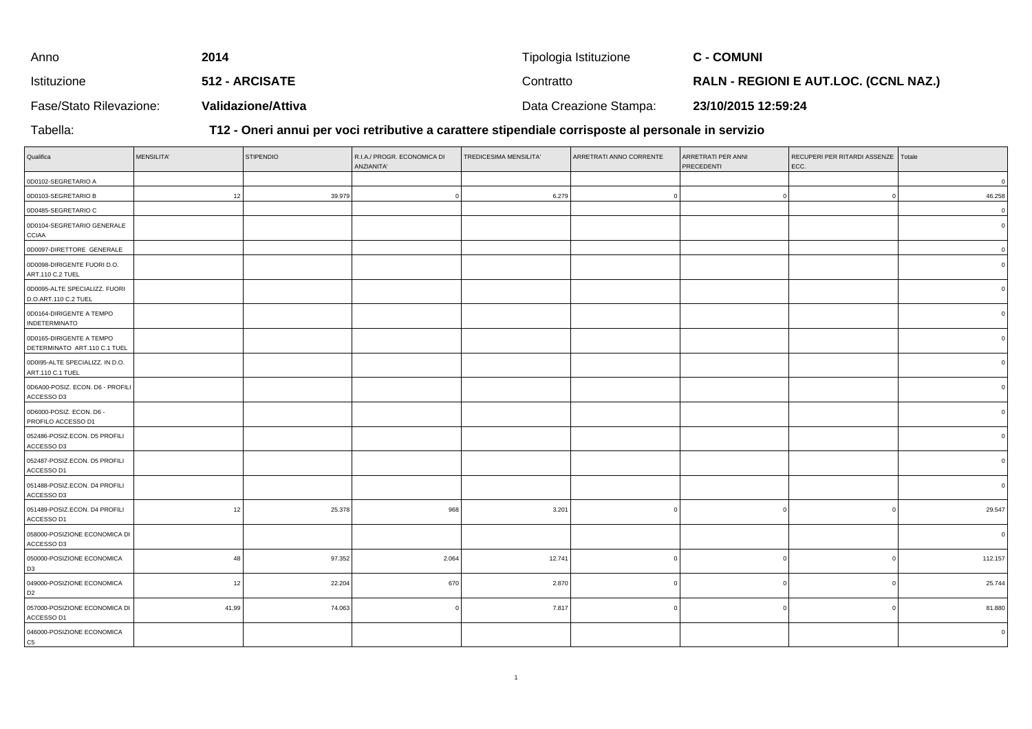| Anno | 2014 | Tipologia Istituzione | C - COMUNI |
|---|---|---|---|
| Istituzione | 512 - ARCISATE | Contratto | RALN - REGIONI E AUT.LOC. (CCNL NAZ.) |
| Fase/Stato Rilevazione: | Validazione/Attiva | Data Creazione Stampa: | 23/10/2015 12:59:24 |

Tabella: **T12 - Oneri annui per voci retributive a carattere stipendiale corrisposte al personale in servizio**

| Qualifica | MENSILITA' | STIPENDIO | R.I.A./ PROGR. ECONOMICA DI ANZIANITA' | TREDICESIMA MENSILITA' | ARRETRATI ANNO CORRENTE | ARRETRATI PER ANNI PRECEDENTI | RECUPERI PER RITARDI ASSENZE ECC. | Totale |
|---|---|---|---|---|---|---|---|---|
| 0D0102-SEGRETARIO A | | | | | | | | 0 |
| 0D0103-SEGRETARIO B | 12 | 39.979 | 0 | 6.279 | 0 | 0 | 0 | 46.258 |
| 0D0485-SEGRETARIO C | | | | | | | | 0 |
| 0D0104-SEGRETARIO GENERALE CCIAA | | | | | | | | 0 |
| 0D0097-DIRETTORE GENERALE | | | | | | | | 0 |
| 0D0098-DIRIGENTE FUORI D.O. ART.110 C.2 TUEL | | | | | | | | 0 |
| 0D0095-ALTE SPECIALIZZ. FUORI D.O.ART.110 C.2 TUEL | | | | | | | | 0 |
| 0D0164-DIRIGENTE A TEMPO INDETERMINATO | | | | | | | | 0 |
| 0D0165-DIRIGENTE A TEMPO DETERMINATO ART.110 C.1 TUEL | | | | | | | | 0 |
| 0D0I95-ALTE SPECIALIZZ. IN D.O. ART.110 C.1 TUEL | | | | | | | | 0 |
| 0D6A00-POSIZ. ECON. D6 - PROFILI ACCESSO D3 | | | | | | | | 0 |
| 0D6000-POSIZ. ECON. D6 - PROFILO ACCESSO D1 | | | | | | | | 0 |
| 052486-POSIZ.ECON. D5 PROFILI ACCESSO D3 | | | | | | | | 0 |
| 052487-POSIZ.ECON. D5 PROFILI ACCESSO D1 | | | | | | | | 0 |
| 051488-POSIZ.ECON. D4 PROFILI ACCESSO D3 | | | | | | | | 0 |
| 051489-POSIZ.ECON. D4 PROFILI ACCESSO D1 | 12 | 25.378 | 968 | 3.201 | 0 | 0 | 0 | 29.547 |
| 058000-POSIZIONE ECONOMICA DI ACCESSO D3 | | | | | | | | 0 |
| 050000-POSIZIONE ECONOMICA D3 | 48 | 97.352 | 2.064 | 12.741 | 0 | 0 | 0 | 112.157 |
| 049000-POSIZIONE ECONOMICA D2 | 12 | 22.204 | 670 | 2.870 | 0 | 0 | 0 | 25.744 |
| 057000-POSIZIONE ECONOMICA DI ACCESSO D1 | 41,99 | 74.063 | 0 | 7.817 | 0 | 0 | 0 | 81.880 |
| 046000-POSIZIONE ECONOMICA C5 | | | | | | | | 0 |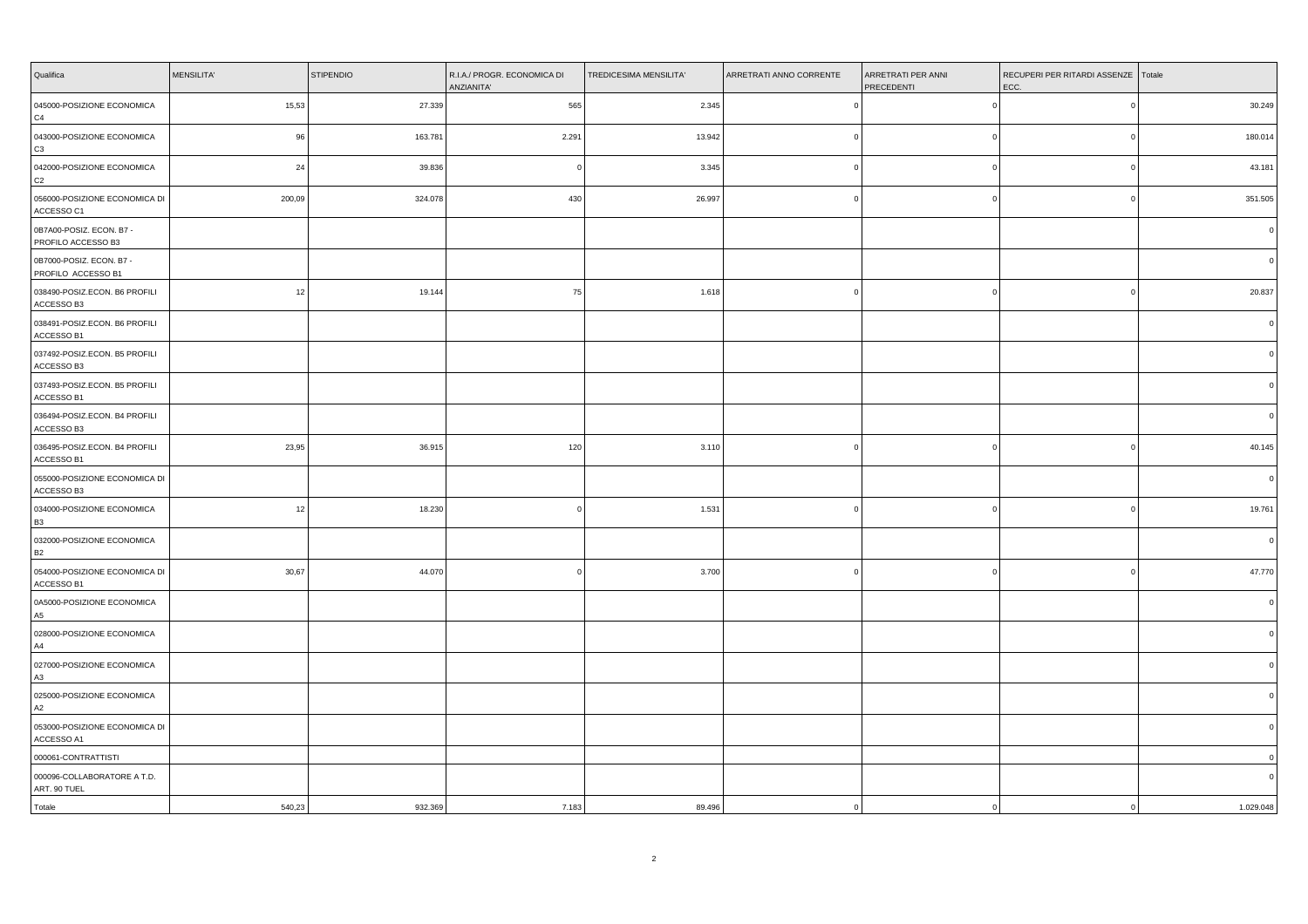| Qualifica | MENSILITA' | STIPENDIO | R.I.A./ PROGR. ECONOMICA DI ANZIANITA' | TREDICESIMA MENSILITA' | ARRETRATI ANNO CORRENTE | ARRETRATI PER ANNI PRECEDENTI | RECUPERI PER RITARDI ASSENZE ECC. | Totale |
|---|---|---|---|---|---|---|---|---|
| 045000-POSIZIONE ECONOMICA C4 | 15,53 | 27.339 | 565 | 2.345 | 0 | 0 | 0 | 30.249 |
| 043000-POSIZIONE ECONOMICA C3 | 96 | 163.781 | 2.291 | 13.942 | 0 | 0 | 0 | 180.014 |
| 042000-POSIZIONE ECONOMICA C2 | 24 | 39.836 | 0 | 3.345 | 0 | 0 | 0 | 43.181 |
| 056000-POSIZIONE ECONOMICA DI ACCESSO C1 | 200,09 | 324.078 | 430 | 26.997 | 0 | 0 | 0 | 351.505 |
| 0B7A00-POSIZ. ECON. B7 - PROFILO ACCESSO B3 | | | | | | | | 0 |
| 0B7000-POSIZ. ECON. B7 - PROFILO ACCESSO B1 | | | | | | | | 0 |
| 038490-POSIZ.ECON. B6 PROFILI ACCESSO B3 | 12 | 19.144 | 75 | 1.618 | 0 | 0 | 0 | 20.837 |
| 038491-POSIZ.ECON. B6 PROFILI ACCESSO B1 | | | | | | | | 0 |
| 037492-POSIZ.ECON. B5 PROFILI ACCESSO B3 | | | | | | | | 0 |
| 037493-POSIZ.ECON. B5 PROFILI ACCESSO B1 | | | | | | | | 0 |
| 036494-POSIZ.ECON. B4 PROFILI ACCESSO B3 | | | | | | | | 0 |
| 036495-POSIZ.ECON. B4 PROFILI ACCESSO B1 | 23,95 | 36.915 | 120 | 3.110 | 0 | 0 | 0 | 40.145 |
| 055000-POSIZIONE ECONOMICA DI ACCESSO B3 | | | | | | | | 0 |
| 034000-POSIZIONE ECONOMICA B3 | 12 | 18.230 | 0 | 1.531 | 0 | 0 | 0 | 19.761 |
| 032000-POSIZIONE ECONOMICA B2 | | | | | | | | 0 |
| 054000-POSIZIONE ECONOMICA DI ACCESSO B1 | 30,67 | 44.070 | 0 | 3.700 | 0 | 0 | 0 | 47.770 |
| 0A5000-POSIZIONE ECONOMICA A5 | | | | | | | | 0 |
| 028000-POSIZIONE ECONOMICA A4 | | | | | | | | 0 |
| 027000-POSIZIONE ECONOMICA A3 | | | | | | | | 0 |
| 025000-POSIZIONE ECONOMICA A2 | | | | | | | | 0 |
| 053000-POSIZIONE ECONOMICA DI ACCESSO A1 | | | | | | | | 0 |
| 000061-CONTRATTISTI | | | | | | | | 0 |
| 000096-COLLABORATORE A T.D. ART. 90 TUEL | | | | | | | | 0 |
| Totale | 540,23 | 932.369 | 7.183 | 89.496 | 0 | 0 | 0 | 1.029.048 |